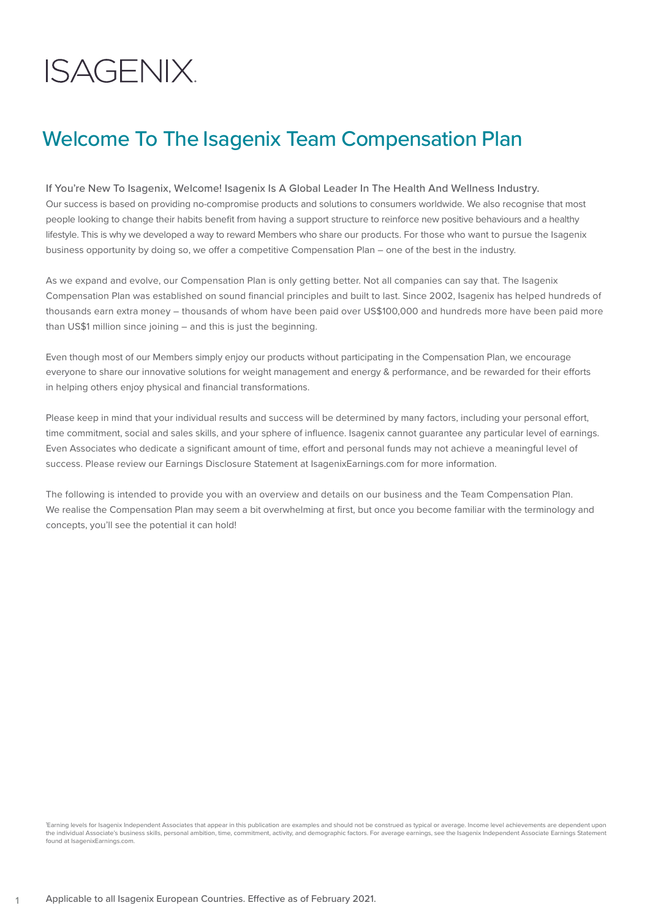# ISAGENIX

## Welcome To The Isagenix Team Compensation Plan

If You're New To Isagenix, Welcome! Isagenix Is A Global Leader In The Health And Wellness Industry.
Our success is based on providing no-compromise products and solutions to consumers worldwide. We also recognise that most people looking to change their habits benefit from having a support structure to reinforce new positive behaviours and a healthy lifestyle. This is why we developed a way to reward Members who share our products. For those who want to pursue the Isagenix business opportunity by doing so, we offer a competitive Compensation Plan – one of the best in the industry.

As we expand and evolve, our Compensation Plan is only getting better. Not all companies can say that. The Isagenix Compensation Plan was established on sound financial principles and built to last. Since 2002, Isagenix has helped hundreds of thousands earn extra money – thousands of whom have been paid over US$100,000 and hundreds more have been paid more than US$1 million since joining – and this is just the beginning.

Even though most of our Members simply enjoy our products without participating in the Compensation Plan, we encourage everyone to share our innovative solutions for weight management and energy & performance, and be rewarded for their efforts in helping others enjoy physical and financial transformations.

Please keep in mind that your individual results and success will be determined by many factors, including your personal effort, time commitment, social and sales skills, and your sphere of influence. Isagenix cannot guarantee any particular level of earnings. Even Associates who dedicate a significant amount of time, effort and personal funds may not achieve a meaningful level of success. Please review our Earnings Disclosure Statement at IsagenixEarnings.com for more information.

The following is intended to provide you with an overview and details on our business and the Team Compensation Plan. We realise the Compensation Plan may seem a bit overwhelming at first, but once you become familiar with the terminology and concepts, you'll see the potential it can hold!

[1]Earning levels for Isagenix Independent Associates that appear in this publication are examples and should not be construed as typical or average. Income level achievements are dependent upon the individual Associate's business skills, personal ambition, time, commitment, activity, and demographic factors. For average earnings, see the Isagenix Independent Associate Earnings Statement found at IsagenixEarnings.com.

Applicable to all Isagenix European Countries. Effective as of February 2021.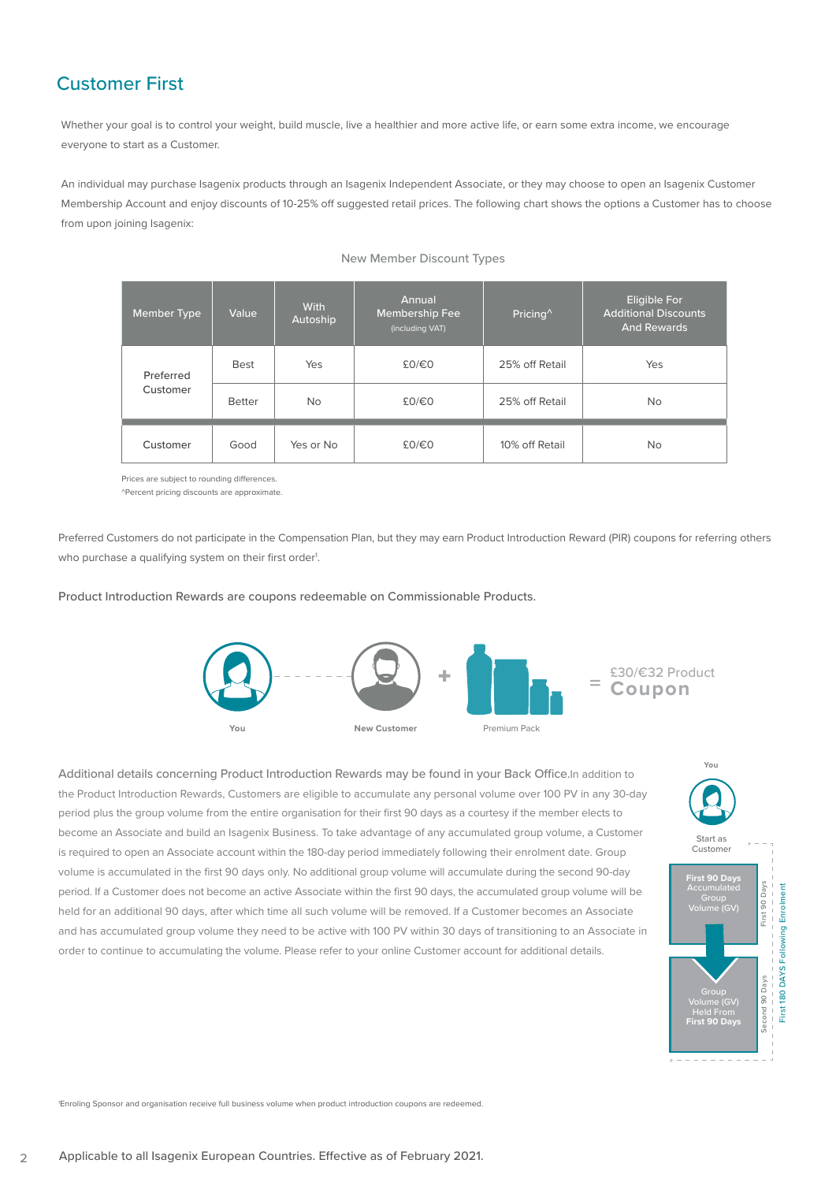## Customer First

Whether your goal is to control your weight, build muscle, live a healthier and more active life, or earn some extra income, we encourage everyone to start as a Customer.

An individual may purchase Isagenix products through an Isagenix Independent Associate, or they may choose to open an Isagenix Customer Membership Account and enjoy discounts of 10-25% off suggested retail prices. The following chart shows the options a Customer has to choose from upon joining Isagenix:

New Member Discount Types

| Member Type | Value | With Autoship | Annual Membership Fee (including VAT) | Pricing^ | Eligible For Additional Discounts And Rewards |
|---|---|---|---|---|---|
| Preferred Customer | Best | Yes | £0/€0 | 25% off Retail | Yes |
| | Better | No | £0/€0 | 25% off Retail | No |
| Customer | Good | Yes or No | £0/€0 | 10% off Retail | No |

Prices are subject to rounding differences.
^Percent pricing discounts are approximate.

Preferred Customers do not participate in the Compensation Plan, but they may earn Product Introduction Reward (PIR) coupons for referring others who purchase a qualifying system on their first order[1].

Product Introduction Rewards are coupons redeemable on Commissionable Products.

You — New Customer + Premium Pack = £30/€32 Product **Coupon**

Additional details concerning Product Introduction Rewards may be found in your Back Office. In addition to the Product Introduction Rewards, Customers are eligible to accumulate any personal volume over 100 PV in any 30-day period plus the group volume from the entire organisation for their first 90 days as a courtesy if the member elects to become an Associate and build an Isagenix Business. To take advantage of any accumulated group volume, a Customer is required to open an Associate account within the 180-day period immediately following their enrolment date. Group volume is accumulated in the first 90 days only. No additional group volume will accumulate during the second 90-day period. If a Customer does not become an active Associate within the first 90 days, the accumulated group volume will be held for an additional 90 days, after which time all such volume will be removed. If a Customer becomes an Associate and has accumulated group volume they need to be active with 100 PV within 30 days of transitioning to an Associate in order to continue to accumulating the volume. Please refer to your online Customer account for additional details.

You — Start as Customer

First 180 DAYS Following Enrolment:

- First 90 Days: **First 90 Days** Accumulated Group Volume (GV)
- Second 90 Days: Group Volume (GV) Held From **First 90 Days**

[1]Enroling Sponsor and organisation receive full business volume when product introduction coupons are redeemed.

Applicable to all Isagenix European Countries. Effective as of February 2021.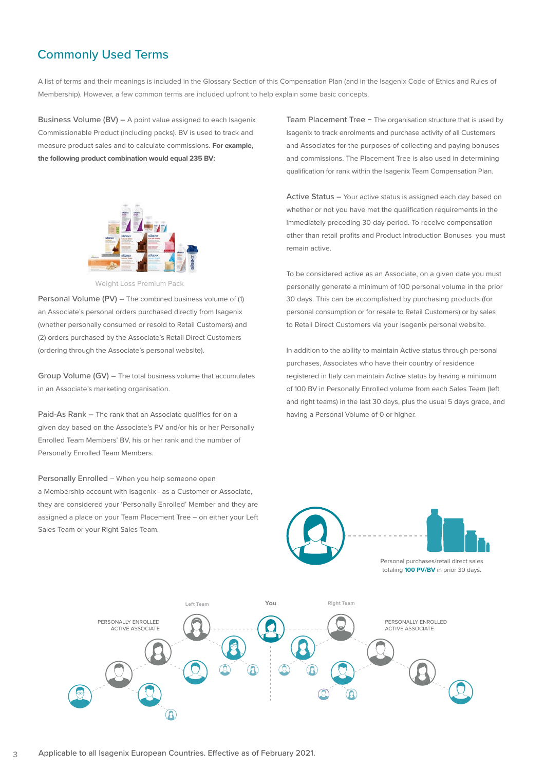## Commonly Used Terms

A list of terms and their meanings is included in the Glossary Section of this Compensation Plan (and in the Isagenix Code of Ethics and Rules of Membership). However, a few common terms are included upfront to help explain some basic concepts.

Business Volume (BV) – A point value assigned to each Isagenix Commissionable Product (including packs). BV is used to track and measure product sales and to calculate commissions. **For example, the following product combination would equal 235 BV:**

Weight Loss Premium Pack

Personal Volume (PV) – The combined business volume of (1) an Associate's personal orders purchased directly from Isagenix (whether personally consumed or resold to Retail Customers) and (2) orders purchased by the Associate's Retail Direct Customers (ordering through the Associate's personal website).

Group Volume (GV) – The total business volume that accumulates in an Associate's marketing organisation.

Paid-As Rank – The rank that an Associate qualifies for on a given day based on the Associate's PV and/or his or her Personally Enrolled Team Members' BV, his or her rank and the number of Personally Enrolled Team Members.

Personally Enrolled – When you help someone open a Membership account with Isagenix - as a Customer or Associate, they are considered your 'Personally Enrolled' Member and they are assigned a place on your Team Placement Tree – on either your Left Sales Team or your Right Sales Team.

Team Placement Tree – The organisation structure that is used by Isagenix to track enrolments and purchase activity of all Customers and Associates for the purposes of collecting and paying bonuses and commissions. The Placement Tree is also used in determining qualification for rank within the Isagenix Team Compensation Plan.

Active Status – Your active status is assigned each day based on whether or not you have met the qualification requirements in the immediately preceding 30 day-period. To receive compensation other than retail profits and Product Introduction Bonuses you must remain active.

To be considered active as an Associate, on a given date you must personally generate a minimum of 100 personal volume in the prior 30 days. This can be accomplished by purchasing products (for personal consumption or for resale to Retail Customers) or by sales to Retail Direct Customers via your Isagenix personal website.

In addition to the ability to maintain Active status through personal purchases, Associates who have their country of residence registered in Italy can maintain Active status by having a minimum of 100 BV in Personally Enrolled volume from each Sales Team (left and right teams) in the last 30 days, plus the usual 5 days grace, and having a Personal Volume of 0 or higher.

Personal purchases/retail direct sales totaling **100 PV/BV** in prior 30 days.

Left Team | You | Right Team

PERSONALLY ENROLLED ACTIVE ASSOCIATE

PERSONALLY ENROLLED ACTIVE ASSOCIATE

Applicable to all Isagenix European Countries. Effective as of February 2021.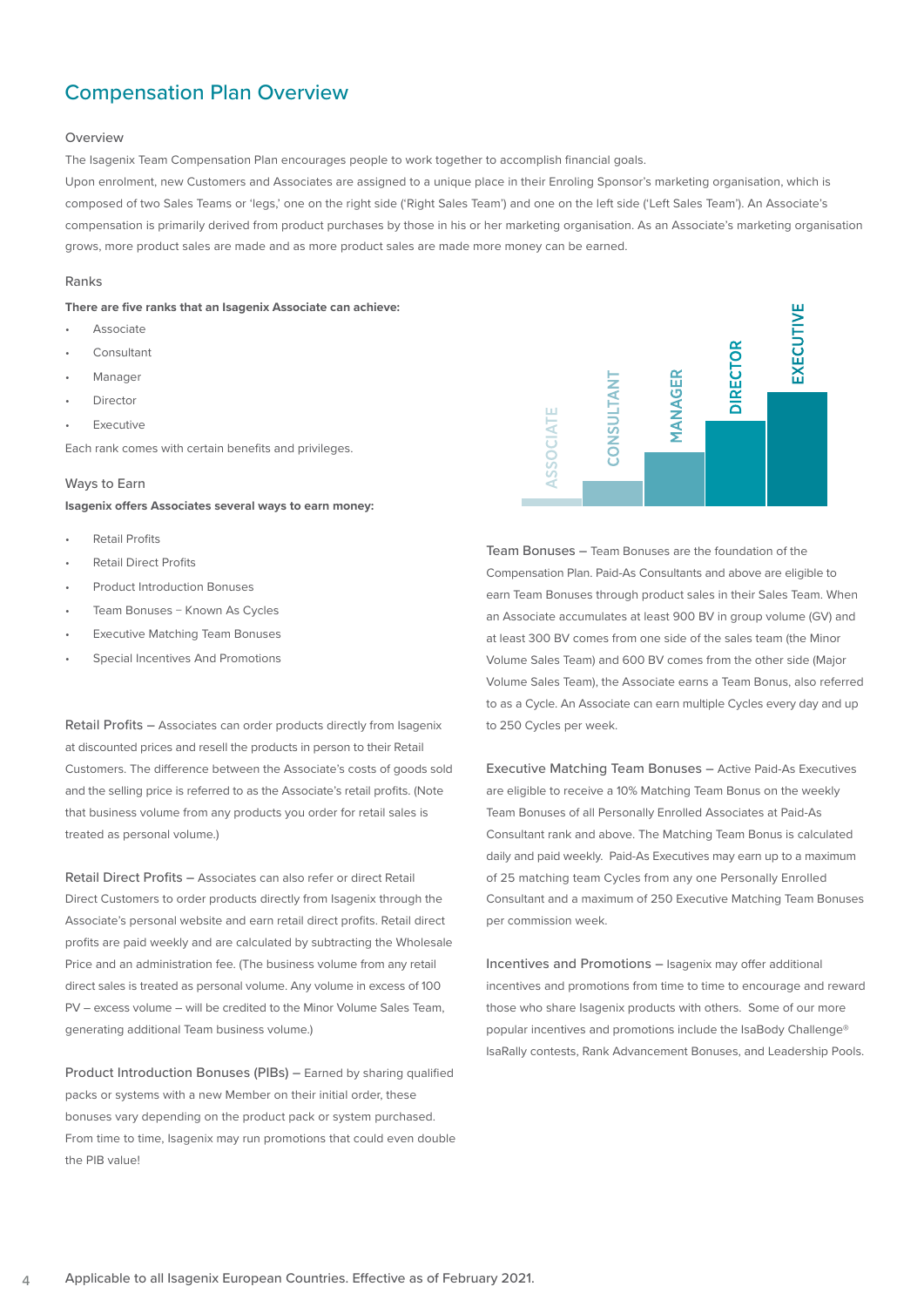## Compensation Plan Overview

### Overview

The Isagenix Team Compensation Plan encourages people to work together to accomplish financial goals.

Upon enrolment, new Customers and Associates are assigned to a unique place in their Enroling Sponsor's marketing organisation, which is composed of two Sales Teams or 'legs,' one on the right side ('Right Sales Team') and one on the left side ('Left Sales Team'). An Associate's compensation is primarily derived from product purchases by those in his or her marketing organisation. As an Associate's marketing organisation grows, more product sales are made and as more product sales are made more money can be earned.

### Ranks

**There are five ranks that an Isagenix Associate can achieve:**

- Associate
- Consultant
- Manager
- Director
- Executive

Each rank comes with certain benefits and privileges.

ASSOCIATE | CONSULTANT | MANAGER | DIRECTOR | EXECUTIVE

### Ways to Earn

**Isagenix offers Associates several ways to earn money:**

- Retail Profits
- Retail Direct Profits
- Product Introduction Bonuses
- Team Bonuses − Known As Cycles
- Executive Matching Team Bonuses
- Special Incentives And Promotions

Retail Profits – Associates can order products directly from Isagenix at discounted prices and resell the products in person to their Retail Customers. The difference between the Associate's costs of goods sold and the selling price is referred to as the Associate's retail profits. (Note that business volume from any products you order for retail sales is treated as personal volume.)

Retail Direct Profits – Associates can also refer or direct Retail Direct Customers to order products directly from Isagenix through the Associate's personal website and earn retail direct profits. Retail direct profits are paid weekly and are calculated by subtracting the Wholesale Price and an administration fee. (The business volume from any retail direct sales is treated as personal volume. Any volume in excess of 100 PV – excess volume – will be credited to the Minor Volume Sales Team, generating additional Team business volume.)

Product Introduction Bonuses (PIBs) – Earned by sharing qualified packs or systems with a new Member on their initial order, these bonuses vary depending on the product pack or system purchased. From time to time, Isagenix may run promotions that could even double the PIB value!

Team Bonuses – Team Bonuses are the foundation of the Compensation Plan. Paid-As Consultants and above are eligible to earn Team Bonuses through product sales in their Sales Team. When an Associate accumulates at least 900 BV in group volume (GV) and at least 300 BV comes from one side of the sales team (the Minor Volume Sales Team) and 600 BV comes from the other side (Major Volume Sales Team), the Associate earns a Team Bonus, also referred to as a Cycle. An Associate can earn multiple Cycles every day and up to 250 Cycles per week.

Executive Matching Team Bonuses – Active Paid-As Executives are eligible to receive a 10% Matching Team Bonus on the weekly Team Bonuses of all Personally Enrolled Associates at Paid-As Consultant rank and above. The Matching Team Bonus is calculated daily and paid weekly. Paid-As Executives may earn up to a maximum of 25 matching team Cycles from any one Personally Enrolled Consultant and a maximum of 250 Executive Matching Team Bonuses per commission week.

Incentives and Promotions – Isagenix may offer additional incentives and promotions from time to time to encourage and reward those who share Isagenix products with others. Some of our more popular incentives and promotions include the IsaBody Challenge® IsaRally contests, Rank Advancement Bonuses, and Leadership Pools.

Applicable to all Isagenix European Countries. Effective as of February 2021.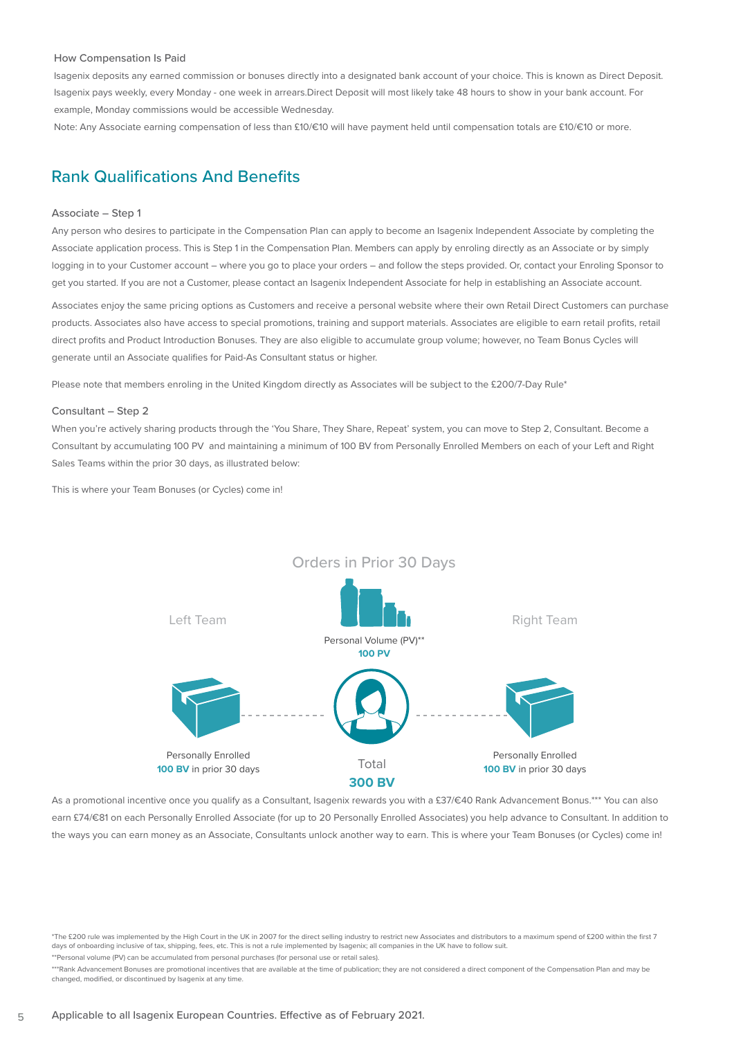### How Compensation Is Paid

Isagenix deposits any earned commission or bonuses directly into a designated bank account of your choice. This is known as Direct Deposit. Isagenix pays weekly, every Monday - one week in arrears.Direct Deposit will most likely take 48 hours to show in your bank account. For example, Monday commissions would be accessible Wednesday.

Note: Any Associate earning compensation of less than £10/€10 will have payment held until compensation totals are £10/€10 or more.

## Rank Qualifications And Benefits

### Associate – Step 1

Any person who desires to participate in the Compensation Plan can apply to become an Isagenix Independent Associate by completing the Associate application process. This is Step 1 in the Compensation Plan. Members can apply by enroling directly as an Associate or by simply logging in to your Customer account – where you go to place your orders – and follow the steps provided. Or, contact your Enroling Sponsor to get you started. If you are not a Customer, please contact an Isagenix Independent Associate for help in establishing an Associate account.

Associates enjoy the same pricing options as Customers and receive a personal website where their own Retail Direct Customers can purchase products. Associates also have access to special promotions, training and support materials. Associates are eligible to earn retail profits, retail direct profits and Product Introduction Bonuses. They are also eligible to accumulate group volume; however, no Team Bonus Cycles will generate until an Associate qualifies for Paid-As Consultant status or higher.

Please note that members enroling in the United Kingdom directly as Associates will be subject to the £200/7-Day Rule*

### Consultant – Step 2

When you're actively sharing products through the 'You Share, They Share, Repeat' system, you can move to Step 2, Consultant. Become a Consultant by accumulating 100 PV and maintaining a minimum of 100 BV from Personally Enrolled Members on each of your Left and Right Sales Teams within the prior 30 days, as illustrated below:

This is where your Team Bonuses (or Cycles) come in!

Orders in Prior 30 Days

Left Team

Right Team

Personal Volume (PV)**
**100 PV**

Personally Enrolled
**100 BV** in prior 30 days

Total
**300 BV**

Personally Enrolled
**100 BV** in prior 30 days

As a promotional incentive once you qualify as a Consultant, Isagenix rewards you with a £37/€40 Rank Advancement Bonus.*** You can also earn £74/€81 on each Personally Enrolled Associate (for up to 20 Personally Enrolled Associates) you help advance to Consultant. In addition to the ways you can earn money as an Associate, Consultants unlock another way to earn. This is where your Team Bonuses (or Cycles) come in!

*The £200 rule was implemented by the High Court in the UK in 2007 for the direct selling industry to restrict new Associates and distributors to a maximum spend of £200 within the first 7 days of onboarding inclusive of tax, shipping, fees, etc. This is not a rule implemented by Isagenix; all companies in the UK have to follow suit.

**Personal volume (PV) can be accumulated from personal purchases (for personal use or retail sales).

***Rank Advancement Bonuses are promotional incentives that are available at the time of publication; they are not considered a direct component of the Compensation Plan and may be changed, modified, or discontinued by Isagenix at any time.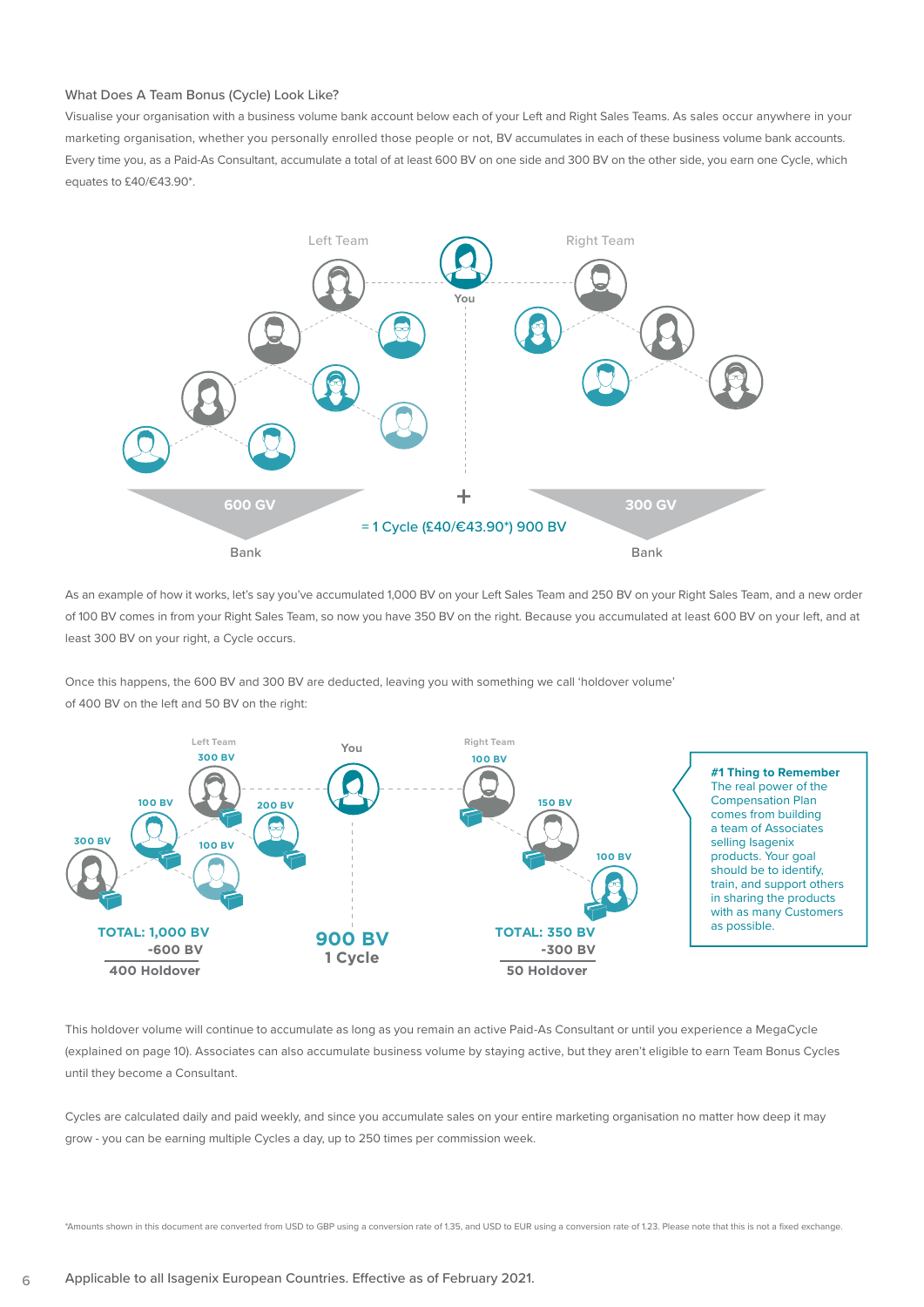### What Does A Team Bonus (Cycle) Look Like?

Visualise your organisation with a business volume bank account below each of your Left and Right Sales Teams. As sales occur anywhere in your marketing organisation, whether you personally enrolled those people or not, BV accumulates in each of these business volume bank accounts. Every time you, as a Paid-As Consultant, accumulate a total of at least 600 BV on one side and 300 BV on the other side, you earn one Cycle, which equates to £40/€43.90*.

Left Team — You — Right Team

600 GV Bank + 300 GV Bank = 1 Cycle (£40/€43.90*) 900 BV

As an example of how it works, let's say you've accumulated 1,000 BV on your Left Sales Team and 250 BV on your Right Sales Team, and a new order of 100 BV comes in from your Right Sales Team, so now you have 350 BV on the right. Because you accumulated at least 600 BV on your left, and at least 300 BV on your right, a Cycle occurs.

Once this happens, the 600 BV and 300 BV are deducted, leaving you with something we call 'holdover volume' of 400 BV on the left and 50 BV on the right:

Left Team: 300 BV, 100 BV, 200 BV, 300 BV, 100 BV
TOTAL: 1,000 BV
-600 BV
400 Holdover

You
900 BV
1 Cycle

Right Team: 100 BV, 150 BV, 100 BV
TOTAL: 350 BV
-300 BV
50 Holdover

**#1 Thing to Remember**
The real power of the Compensation Plan comes from building a team of Associates selling Isagenix products. Your goal should be to identify, train, and support others in sharing the products with as many Customers as possible.

This holdover volume will continue to accumulate as long as you remain an active Paid-As Consultant or until you experience a MegaCycle (explained on page 10). Associates can also accumulate business volume by staying active, but they aren't eligible to earn Team Bonus Cycles until they become a Consultant.

Cycles are calculated daily and paid weekly, and since you accumulate sales on your entire marketing organisation no matter how deep it may grow - you can be earning multiple Cycles a day, up to 250 times per commission week.

*Amounts shown in this document are converted from USD to GBP using a conversion rate of 1.35, and USD to EUR using a conversion rate of 1.23. Please note that this is not a fixed exchange.

Applicable to all Isagenix European Countries. Effective as of February 2021.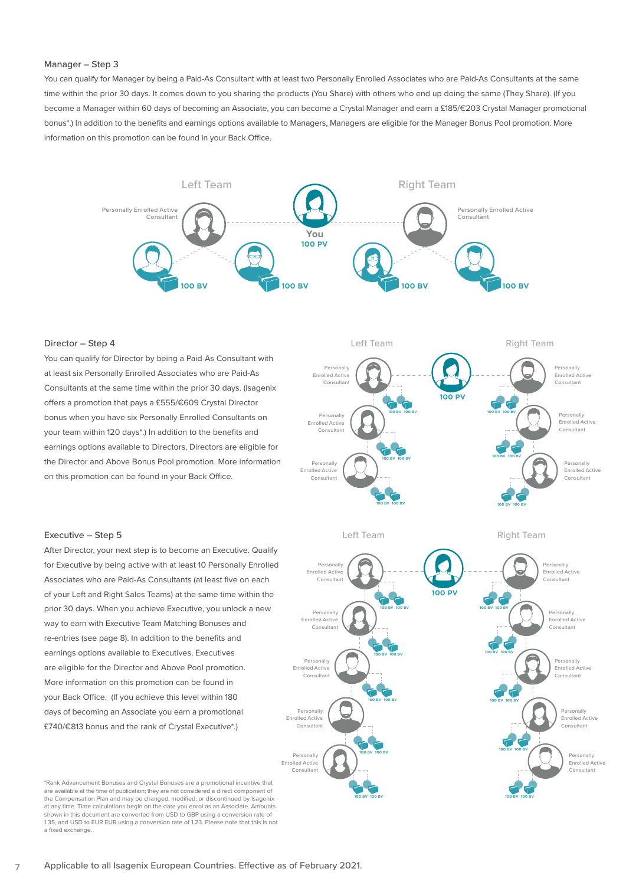## Manager – Step 3

You can qualify for Manager by being a Paid-As Consultant with at least two Personally Enrolled Associates who are Paid-As Consultants at the same time within the prior 30 days. It comes down to you sharing the products (You Share) with others who end up doing the same (They Share). (If you become a Manager within 60 days of becoming an Associate, you can become a Crystal Manager and earn a £185/€203 Crystal Manager promotional bonus*.) In addition to the benefits and earnings options available to Managers, Managers are eligible for the Manager Bonus Pool promotion. More information on this promotion can be found in your Back Office.

Left Team | Right Team

Personally Enrolled Active Consultant | You 100 PV | Personally Enrolled Active Consultant

100 BV | 100 BV | 100 BV | 100 BV

## Director – Step 4

You can qualify for Director by being a Paid-As Consultant with at least six Personally Enrolled Associates who are Paid-As Consultants at the same time within the prior 30 days. (Isagenix offers a promotion that pays a £555/€609 Crystal Director bonus when you have six Personally Enrolled Consultants on your team within 120 days*.) In addition to the benefits and earnings options available to Directors, Directors are eligible for the Director and Above Bonus Pool promotion. More information on this promotion can be found in your Back Office.

## Executive – Step 5

After Director, your next step is to become an Executive. Qualify for Executive by being active with at least 10 Personally Enrolled Associates who are Paid-As Consultants (at least five on each of your Left and Right Sales Teams) at the same time within the prior 30 days. When you achieve Executive, you unlock a new way to earn with Executive Team Matching Bonuses and re-entries (see page 8). In addition to the benefits and earnings options available to Executives, Executives are eligible for the Director and Above Pool promotion. More information on this promotion can be found in your Back Office. (If you achieve this level within 180 days of becoming an Associate you earn a promotional £740/€813 bonus and the rank of Crystal Executive*.)

*Rank Advancement Bonuses and Crystal Bonuses are a promotional incentive that are available at the time of publication; they are not considered a direct component of the Compensation Plan and may be changed, modified, or discontinued by Isagenix at any time. Time calculations begin on the date you enrol as an Associate. Amounts shown in this document are converted from USD to GBP using a conversion rate of 1.35, and USD to EUR EUR using a conversion rate of 1.23. Please note that this is not a fixed exchange.

Applicable to all Isagenix European Countries. Effective as of February 2021.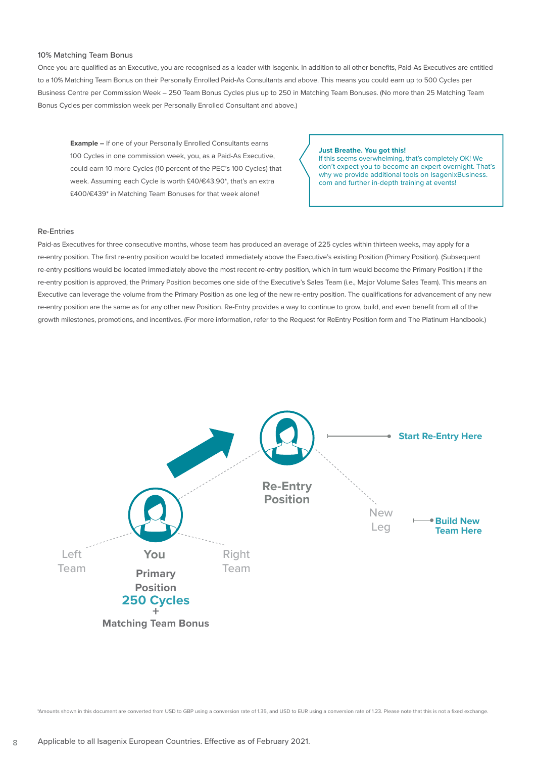### 10% Matching Team Bonus

Once you are qualified as an Executive, you are recognised as a leader with Isagenix. In addition to all other benefits, Paid-As Executives are entitled to a 10% Matching Team Bonus on their Personally Enrolled Paid-As Consultants and above. This means you could earn up to 500 Cycles per Business Centre per Commission Week – 250 Team Bonus Cycles plus up to 250 in Matching Team Bonuses. (No more than 25 Matching Team Bonus Cycles per commission week per Personally Enrolled Consultant and above.)

**Example –** If one of your Personally Enrolled Consultants earns 100 Cycles in one commission week, you, as a Paid-As Executive, could earn 10 more Cycles (10 percent of the PEC's 100 Cycles) that week. Assuming each Cycle is worth £40/€43.90*, that's an extra £400/€439* in Matching Team Bonuses for that week alone!

**Just Breathe. You got this!**
If this seems overwhelming, that's completely OK! We don't expect you to become an expert overnight. That's why we provide additional tools on IsagenixBusiness.com and further in-depth training at events!

### Re-Entries

Paid-as Executives for three consecutive months, whose team has produced an average of 225 cycles within thirteen weeks, may apply for a re-entry position. The first re-entry position would be located immediately above the Executive's existing Position (Primary Position). (Subsequent re-entry positions would be located immediately above the most recent re-entry position, which in turn would become the Primary Position.) If the re-entry position is approved, the Primary Position becomes one side of the Executive's Sales Team (i.e., Major Volume Sales Team). This means an Executive can leverage the volume from the Primary Position as one leg of the new re-entry position. The qualifications for advancement of any new re-entry position are the same as for any other new Position. Re-Entry provides a way to continue to grow, build, and even benefit from all of the growth milestones, promotions, and incentives. (For more information, refer to the Request for ReEntry Position form and The Platinum Handbook.)

Re-Entry Position — Start Re-Entry Here

New Leg — Build New Team Here

Left Team — You — Right Team

Primary Position
250 Cycles
+
Matching Team Bonus

*Amounts shown in this document are converted from USD to GBP using a conversion rate of 1.35, and USD to EUR using a conversion rate of 1.23. Please note that this is not a fixed exchange.

Applicable to all Isagenix European Countries. Effective as of February 2021.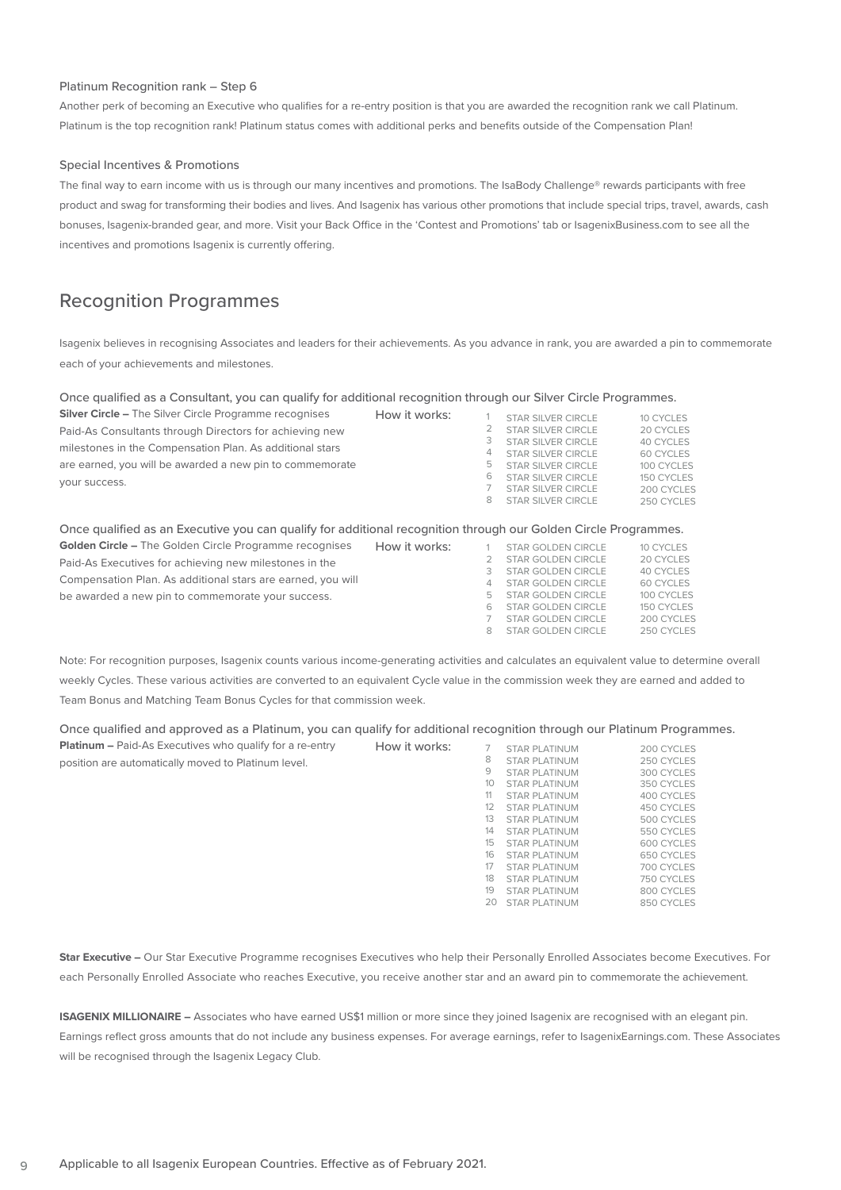### Platinum Recognition rank – Step 6

Another perk of becoming an Executive who qualifies for a re-entry position is that you are awarded the recognition rank we call Platinum. Platinum is the top recognition rank! Platinum status comes with additional perks and benefits outside of the Compensation Plan!

### Special Incentives & Promotions

The final way to earn income with us is through our many incentives and promotions. The IsaBody Challenge® rewards participants with free product and swag for transforming their bodies and lives. And Isagenix has various other promotions that include special trips, travel, awards, cash bonuses, Isagenix-branded gear, and more. Visit your Back Office in the 'Contest and Promotions' tab or IsagenixBusiness.com to see all the incentives and promotions Isagenix is currently offering.

## Recognition Programmes

Isagenix believes in recognising Associates and leaders for their achievements. As you advance in rank, you are awarded a pin to commemorate each of your achievements and milestones.

Once qualified as a Consultant, you can qualify for additional recognition through our Silver Circle Programmes.

**Silver Circle –** The Silver Circle Programme recognises Paid-As Consultants through Directors for achieving new milestones in the Compensation Plan. As additional stars are earned, you will be awarded a new pin to commemorate your success.

How it works:

| | | |
|---|---|---|
| 1 | STAR SILVER CIRCLE | 10 CYCLES |
| 2 | STAR SILVER CIRCLE | 20 CYCLES |
| 3 | STAR SILVER CIRCLE | 40 CYCLES |
| 4 | STAR SILVER CIRCLE | 60 CYCLES |
| 5 | STAR SILVER CIRCLE | 100 CYCLES |
| 6 | STAR SILVER CIRCLE | 150 CYCLES |
| 7 | STAR SILVER CIRCLE | 200 CYCLES |
| 8 | STAR SILVER CIRCLE | 250 CYCLES |

Once qualified as an Executive you can qualify for additional recognition through our Golden Circle Programmes.

**Golden Circle –** The Golden Circle Programme recognises Paid-As Executives for achieving new milestones in the Compensation Plan. As additional stars are earned, you will be awarded a new pin to commemorate your success.

How it works:

| | | |
|---|---|---|
| 1 | STAR GOLDEN CIRCLE | 10 CYCLES |
| 2 | STAR GOLDEN CIRCLE | 20 CYCLES |
| 3 | STAR GOLDEN CIRCLE | 40 CYCLES |
| 4 | STAR GOLDEN CIRCLE | 60 CYCLES |
| 5 | STAR GOLDEN CIRCLE | 100 CYCLES |
| 6 | STAR GOLDEN CIRCLE | 150 CYCLES |
| 7 | STAR GOLDEN CIRCLE | 200 CYCLES |
| 8 | STAR GOLDEN CIRCLE | 250 CYCLES |

Note: For recognition purposes, Isagenix counts various income-generating activities and calculates an equivalent value to determine overall weekly Cycles. These various activities are converted to an equivalent Cycle value in the commission week they are earned and added to Team Bonus and Matching Team Bonus Cycles for that commission week.

Once qualified and approved as a Platinum, you can qualify for additional recognition through our Platinum Programmes.

**Platinum –** Paid-As Executives who qualify for a re-entry position are automatically moved to Platinum level.

How it works:

| | | |
|---|---|---|
| 7 | STAR PLATINUM | 200 CYCLES |
| 8 | STAR PLATINUM | 250 CYCLES |
| 9 | STAR PLATINUM | 300 CYCLES |
| 10 | STAR PLATINUM | 350 CYCLES |
| 11 | STAR PLATINUM | 400 CYCLES |
| 12 | STAR PLATINUM | 450 CYCLES |
| 13 | STAR PLATINUM | 500 CYCLES |
| 14 | STAR PLATINUM | 550 CYCLES |
| 15 | STAR PLATINUM | 600 CYCLES |
| 16 | STAR PLATINUM | 650 CYCLES |
| 17 | STAR PLATINUM | 700 CYCLES |
| 18 | STAR PLATINUM | 750 CYCLES |
| 19 | STAR PLATINUM | 800 CYCLES |
| 20 | STAR PLATINUM | 850 CYCLES |

**Star Executive –** Our Star Executive Programme recognises Executives who help their Personally Enrolled Associates become Executives. For each Personally Enrolled Associate who reaches Executive, you receive another star and an award pin to commemorate the achievement.

**ISAGENIX MILLIONAIRE –** Associates who have earned US$1 million or more since they joined Isagenix are recognised with an elegant pin. Earnings reflect gross amounts that do not include any business expenses. For average earnings, refer to IsagenixEarnings.com. These Associates will be recognised through the Isagenix Legacy Club.

Applicable to all Isagenix European Countries. Effective as of February 2021.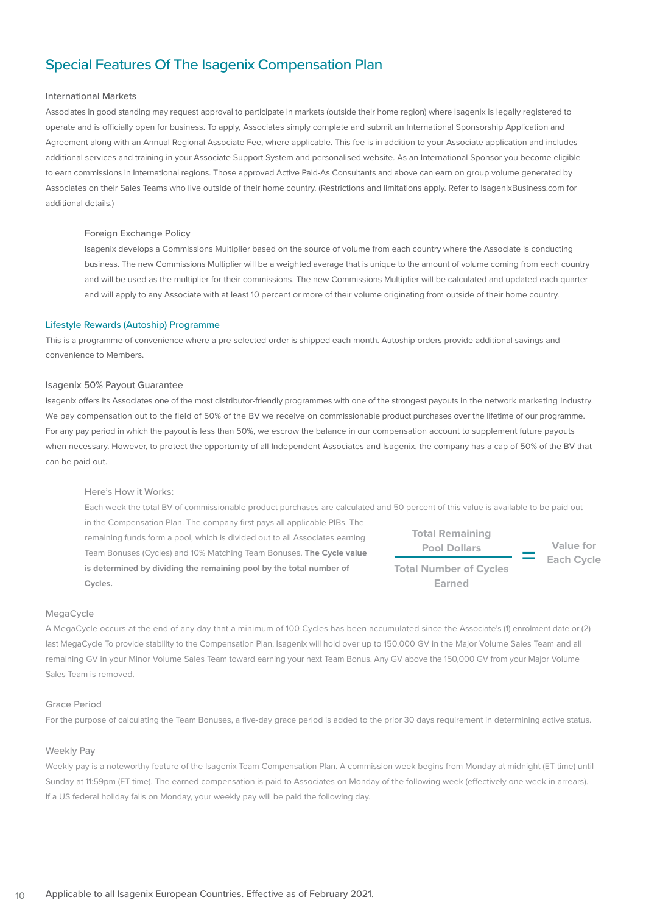## Special Features Of The Isagenix Compensation Plan

### International Markets

Associates in good standing may request approval to participate in markets (outside their home region) where Isagenix is legally registered to operate and is officially open for business. To apply, Associates simply complete and submit an International Sponsorship Application and Agreement along with an Annual Regional Associate Fee, where applicable. This fee is in addition to your Associate application and includes additional services and training in your Associate Support System and personalised website. As an International Sponsor you become eligible to earn commissions in International regions. Those approved Active Paid-As Consultants and above can earn on group volume generated by Associates on their Sales Teams who live outside of their home country. (Restrictions and limitations apply. Refer to IsagenixBusiness.com for additional details.)

#### Foreign Exchange Policy

Isagenix develops a Commissions Multiplier based on the source of volume from each country where the Associate is conducting business. The new Commissions Multiplier will be a weighted average that is unique to the amount of volume coming from each country and will be used as the multiplier for their commissions. The new Commissions Multiplier will be calculated and updated each quarter and will apply to any Associate with at least 10 percent or more of their volume originating from outside of their home country.

### Lifestyle Rewards (Autoship) Programme

This is a programme of convenience where a pre-selected order is shipped each month. Autoship orders provide additional savings and convenience to Members.

### Isagenix 50% Payout Guarantee

Isagenix offers its Associates one of the most distributor-friendly programmes with one of the strongest payouts in the network marketing industry. We pay compensation out to the field of 50% of the BV we receive on commissionable product purchases over the lifetime of our programme. For any pay period in which the payout is less than 50%, we escrow the balance in our compensation account to supplement future payouts when necessary. However, to protect the opportunity of all Independent Associates and Isagenix, the company has a cap of 50% of the BV that can be paid out.

#### Here's How it Works:

Each week the total BV of commissionable product purchases are calculated and 50 percent of this value is available to be paid out in the Compensation Plan. The company first pays all applicable PIBs. The remaining funds form a pool, which is divided out to all Associates earning Team Bonuses (Cycles) and 10% Matching Team Bonuses. **The Cycle value is determined by dividing the remaining pool by the total number of Cycles.**

$$\frac{\text{Total Remaining Pool Dollars}}{\text{Total Number of Cycles Earned}} = \text{Value for Each Cycle}$$

### MegaCycle

A MegaCycle occurs at the end of any day that a minimum of 100 Cycles has been accumulated since the Associate's (1) enrolment date or (2) last MegaCycle To provide stability to the Compensation Plan, Isagenix will hold over up to 150,000 GV in the Major Volume Sales Team and all remaining GV in your Minor Volume Sales Team toward earning your next Team Bonus. Any GV above the 150,000 GV from your Major Volume Sales Team is removed.

### Grace Period

For the purpose of calculating the Team Bonuses, a five-day grace period is added to the prior 30 days requirement in determining active status.

### Weekly Pay

Weekly pay is a noteworthy feature of the Isagenix Team Compensation Plan. A commission week begins from Monday at midnight (ET time) until Sunday at 11:59pm (ET time). The earned compensation is paid to Associates on Monday of the following week (effectively one week in arrears). If a US federal holiday falls on Monday, your weekly pay will be paid the following day.

Applicable to all Isagenix European Countries. Effective as of February 2021.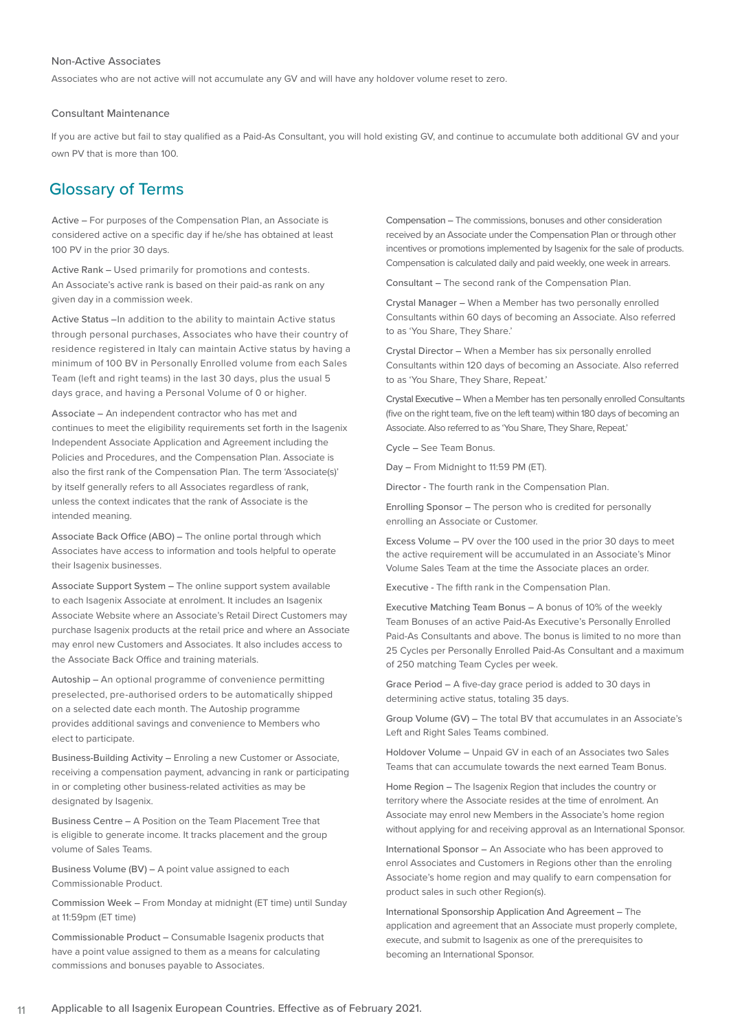### Non-Active Associates

Associates who are not active will not accumulate any GV and will have any holdover volume reset to zero.

### Consultant Maintenance

If you are active but fail to stay qualified as a Paid-As Consultant, you will hold existing GV, and continue to accumulate both additional GV and your own PV that is more than 100.

## Glossary of Terms

Active – For purposes of the Compensation Plan, an Associate is considered active on a specific day if he/she has obtained at least 100 PV in the prior 30 days.

Active Rank – Used primarily for promotions and contests. An Associate's active rank is based on their paid-as rank on any given day in a commission week.

Active Status –In addition to the ability to maintain Active status through personal purchases, Associates who have their country of residence registered in Italy can maintain Active status by having a minimum of 100 BV in Personally Enrolled volume from each Sales Team (left and right teams) in the last 30 days, plus the usual 5 days grace, and having a Personal Volume of 0 or higher.

Associate – An independent contractor who has met and continues to meet the eligibility requirements set forth in the Isagenix Independent Associate Application and Agreement including the Policies and Procedures, and the Compensation Plan. Associate is also the first rank of the Compensation Plan. The term 'Associate(s)' by itself generally refers to all Associates regardless of rank, unless the context indicates that the rank of Associate is the intended meaning.

Associate Back Office (ABO) – The online portal through which Associates have access to information and tools helpful to operate their Isagenix businesses.

Associate Support System – The online support system available to each Isagenix Associate at enrolment. It includes an Isagenix Associate Website where an Associate's Retail Direct Customers may purchase Isagenix products at the retail price and where an Associate may enrol new Customers and Associates. It also includes access to the Associate Back Office and training materials.

Autoship – An optional programme of convenience permitting preselected, pre-authorised orders to be automatically shipped on a selected date each month. The Autoship programme provides additional savings and convenience to Members who elect to participate.

Business-Building Activity – Enroling a new Customer or Associate, receiving a compensation payment, advancing in rank or participating in or completing other business-related activities as may be designated by Isagenix.

Business Centre – A Position on the Team Placement Tree that is eligible to generate income. It tracks placement and the group volume of Sales Teams.

Business Volume (BV) – A point value assigned to each Commissionable Product.

Commission Week – From Monday at midnight (ET time) until Sunday at 11:59pm (ET time)

Commissionable Product – Consumable Isagenix products that have a point value assigned to them as a means for calculating commissions and bonuses payable to Associates.

Compensation – The commissions, bonuses and other consideration received by an Associate under the Compensation Plan or through other incentives or promotions implemented by Isagenix for the sale of products. Compensation is calculated daily and paid weekly, one week in arrears.

Consultant – The second rank of the Compensation Plan.

Crystal Manager – When a Member has two personally enrolled Consultants within 60 days of becoming an Associate. Also referred to as 'You Share, They Share.'

Crystal Director – When a Member has six personally enrolled Consultants within 120 days of becoming an Associate. Also referred to as 'You Share, They Share, Repeat.'

Crystal Executive – When a Member has ten personally enrolled Consultants (five on the right team, five on the left team) within 180 days of becoming an Associate. Also referred to as 'You Share, They Share, Repeat.'

Cycle – See Team Bonus.

Day – From Midnight to 11:59 PM (ET).

Director - The fourth rank in the Compensation Plan.

Enrolling Sponsor – The person who is credited for personally enrolling an Associate or Customer.

Excess Volume – PV over the 100 used in the prior 30 days to meet the active requirement will be accumulated in an Associate's Minor Volume Sales Team at the time the Associate places an order.

Executive - The fifth rank in the Compensation Plan.

Executive Matching Team Bonus – A bonus of 10% of the weekly Team Bonuses of an active Paid-As Executive's Personally Enrolled Paid-As Consultants and above. The bonus is limited to no more than 25 Cycles per Personally Enrolled Paid-As Consultant and a maximum of 250 matching Team Cycles per week.

Grace Period – A five-day grace period is added to 30 days in determining active status, totaling 35 days.

Group Volume (GV) – The total BV that accumulates in an Associate's Left and Right Sales Teams combined.

Holdover Volume – Unpaid GV in each of an Associates two Sales Teams that can accumulate towards the next earned Team Bonus.

Home Region – The Isagenix Region that includes the country or territory where the Associate resides at the time of enrolment. An Associate may enrol new Members in the Associate's home region without applying for and receiving approval as an International Sponsor.

International Sponsor – An Associate who has been approved to enrol Associates and Customers in Regions other than the enroling Associate's home region and may qualify to earn compensation for product sales in such other Region(s).

International Sponsorship Application And Agreement – The application and agreement that an Associate must properly complete, execute, and submit to Isagenix as one of the prerequisites to becoming an International Sponsor.

Applicable to all Isagenix European Countries. Effective as of February 2021.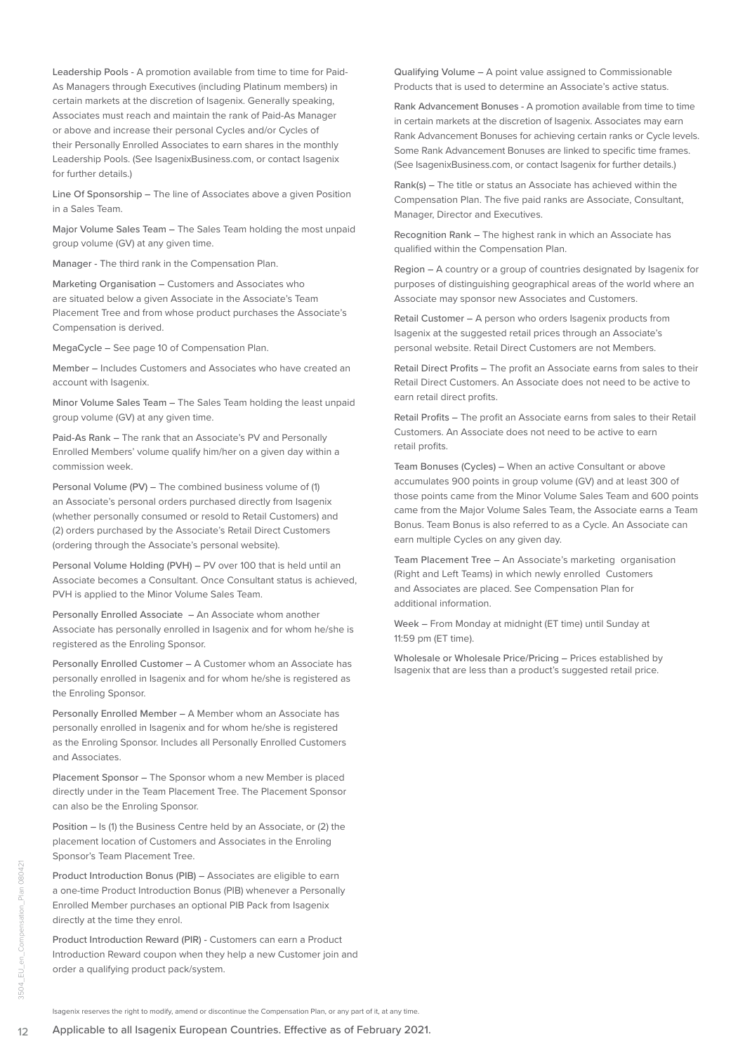**Leadership Pools** - A promotion available from time to time for Paid-As Managers through Executives (including Platinum members) in certain markets at the discretion of Isagenix. Generally speaking, Associates must reach and maintain the rank of Paid-As Manager or above and increase their personal Cycles and/or Cycles of their Personally Enrolled Associates to earn shares in the monthly Leadership Pools. (See IsagenixBusiness.com, or contact Isagenix for further details.)

**Line Of Sponsorship** – The line of Associates above a given Position in a Sales Team.

**Major Volume Sales Team** – The Sales Team holding the most unpaid group volume (GV) at any given time.

**Manager** - The third rank in the Compensation Plan.

**Marketing Organisation** – Customers and Associates who are situated below a given Associate in the Associate's Team Placement Tree and from whose product purchases the Associate's Compensation is derived.

**MegaCycle** – See page 10 of Compensation Plan.

**Member** – Includes Customers and Associates who have created an account with Isagenix.

**Minor Volume Sales Team** – The Sales Team holding the least unpaid group volume (GV) at any given time.

**Paid-As Rank** – The rank that an Associate's PV and Personally Enrolled Members' volume qualify him/her on a given day within a commission week.

**Personal Volume (PV)** – The combined business volume of (1) an Associate's personal orders purchased directly from Isagenix (whether personally consumed or resold to Retail Customers) and (2) orders purchased by the Associate's Retail Direct Customers (ordering through the Associate's personal website).

**Personal Volume Holding (PVH)** – PV over 100 that is held until an Associate becomes a Consultant. Once Consultant status is achieved, PVH is applied to the Minor Volume Sales Team.

**Personally Enrolled Associate** – An Associate whom another Associate has personally enrolled in Isagenix and for whom he/she is registered as the Enroling Sponsor.

**Personally Enrolled Customer** – A Customer whom an Associate has personally enrolled in Isagenix and for whom he/she is registered as the Enroling Sponsor.

**Personally Enrolled Member** – A Member whom an Associate has personally enrolled in Isagenix and for whom he/she is registered as the Enroling Sponsor. Includes all Personally Enrolled Customers and Associates.

**Placement Sponsor** – The Sponsor whom a new Member is placed directly under in the Team Placement Tree. The Placement Sponsor can also be the Enroling Sponsor.

**Position** – Is (1) the Business Centre held by an Associate, or (2) the placement location of Customers and Associates in the Enroling Sponsor's Team Placement Tree.

**Product Introduction Bonus (PIB)** – Associates are eligible to earn a one-time Product Introduction Bonus (PIB) whenever a Personally Enrolled Member purchases an optional PIB Pack from Isagenix directly at the time they enrol.

**Product Introduction Reward (PIR)** - Customers can earn a Product Introduction Reward coupon when they help a new Customer join and order a qualifying product pack/system.

**Qualifying Volume** – A point value assigned to Commissionable Products that is used to determine an Associate's active status.

**Rank Advancement Bonuses** - A promotion available from time to time in certain markets at the discretion of Isagenix. Associates may earn Rank Advancement Bonuses for achieving certain ranks or Cycle levels. Some Rank Advancement Bonuses are linked to specific time frames. (See IsagenixBusiness.com, or contact Isagenix for further details.)

**Rank(s)** – The title or status an Associate has achieved within the Compensation Plan. The five paid ranks are Associate, Consultant, Manager, Director and Executives.

**Recognition Rank** – The highest rank in which an Associate has qualified within the Compensation Plan.

**Region** – A country or a group of countries designated by Isagenix for purposes of distinguishing geographical areas of the world where an Associate may sponsor new Associates and Customers.

**Retail Customer** – A person who orders Isagenix products from Isagenix at the suggested retail prices through an Associate's personal website. Retail Direct Customers are not Members.

**Retail Direct Profits** – The profit an Associate earns from sales to their Retail Direct Customers. An Associate does not need to be active to earn retail direct profits.

**Retail Profits** – The profit an Associate earns from sales to their Retail Customers. An Associate does not need to be active to earn retail profits.

**Team Bonuses (Cycles)** – When an active Consultant or above accumulates 900 points in group volume (GV) and at least 300 of those points came from the Minor Volume Sales Team and 600 points came from the Major Volume Sales Team, the Associate earns a Team Bonus. Team Bonus is also referred to as a Cycle. An Associate can earn multiple Cycles on any given day.

**Team Placement Tree** – An Associate's marketing organisation (Right and Left Teams) in which newly enrolled Customers and Associates are placed. See Compensation Plan for additional information.

**Week** – From Monday at midnight (ET time) until Sunday at 11:59 pm (ET time).

**Wholesale or Wholesale Price/Pricing** – Prices established by Isagenix that are less than a product's suggested retail price.

Isagenix reserves the right to modify, amend or discontinue the Compensation Plan, or any part of it, at any time.

Applicable to all Isagenix European Countries. Effective as of February 2021.